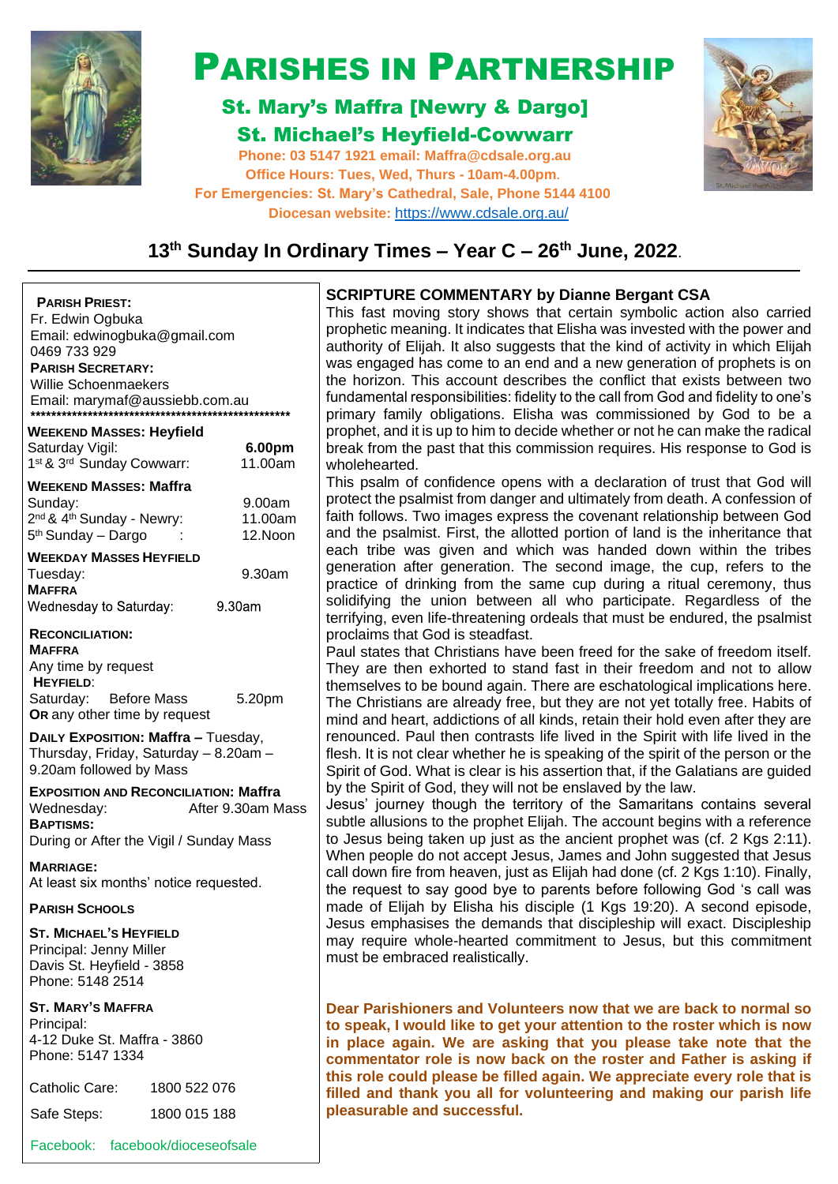# PARISHES IN PARTNERSHIP

## St. Mary's Maffra [Newry & Dargo]

## St. Michael's Heyfield-Cowwarr

**Phone: 03 5147 1921 email: Maffra@cdsale.org.au**

**Office Hours: Tues, Wed, Thurs - 10am-4.00pm.**

**For Emergencies: St. Mary's Cathedral, Sale, Phone 5144 4100**

**Diocesan website:** https://www.cdsale.org.au/

## 13th Sunday In Ordinary Times – Year C – 26th June, 2022.

**PARISH PRIEST:**
Fr. Edwin Ogbuka
Email: edwinogbuka@gmail.com
0469 733 929

**PARISH SECRETARY:**
Willie Schoenmaekers
Email: marymaf@aussiebb.com.au

****************************************************

**WEEKEND MASSES: Heyfield**

| | |
|---|---|
| Saturday Vigil: | **6.00pm** |
| 1st & 3rd Sunday Cowwarr: | 11.00am |

**WEEKEND MASSES: Maffra**

| | |
|---|---|
| Sunday: | 9.00am |
| 2nd & 4th Sunday - Newry: | 11.00am |
| 5th Sunday – Dargo : | 12.Noon |

**WEEKDAY MASSES HEYFIELD**

| | |
|---|---|
| Tuesday: | 9.30am |

**MAFFRA**

| | |
|---|---|
| Wednesday to Saturday: | 9.30am |

**RECONCILIATION:**

**MAFFRA**
Any time by request

**HEYFIELD:**
Saturday: Before Mass 5.20pm
**OR** any other time by request

**DAILY EXPOSITION: Maffra –** Tuesday, Thursday, Friday, Saturday – 8.20am – 9.20am followed by Mass

**EXPOSITION AND RECONCILIATION: Maffra**
Wednesday: After 9.30am Mass

**BAPTISMS:**
During or After the Vigil / Sunday Mass

**MARRIAGE:**
At least six months' notice requested.

**PARISH SCHOOLS**

**ST. MICHAEL'S HEYFIELD**
Principal: Jenny Miller
Davis St. Heyfield - 3858
Phone: 5148 2514

**ST. MARY'S MAFFRA**
Principal:
4-12 Duke St. Maffra - 3860
Phone: 5147 1334

| | |
|---|---|
| Catholic Care: | 1800 522 076 |
| Safe Steps: | 1800 015 188 |

Facebook: facebook/dioceseofsale

### SCRIPTURE COMMENTARY by Dianne Bergant CSA

This fast moving story shows that certain symbolic action also carried prophetic meaning. It indicates that Elisha was invested with the power and authority of Elijah. It also suggests that the kind of activity in which Elijah was engaged has come to an end and a new generation of prophets is on the horizon. This account describes the conflict that exists between two fundamental responsibilities: fidelity to the call from God and fidelity to one's primary family obligations. Elisha was commissioned by God to be a prophet, and it is up to him to decide whether or not he can make the radical break from the past that this commission requires. His response to God is wholehearted.

This psalm of confidence opens with a declaration of trust that God will protect the psalmist from danger and ultimately from death. A confession of faith follows. Two images express the covenant relationship between God and the psalmist. First, the allotted portion of land is the inheritance that each tribe was given and which was handed down within the tribes generation after generation. The second image, the cup, refers to the practice of drinking from the same cup during a ritual ceremony, thus solidifying the union between all who participate. Regardless of the terrifying, even life-threatening ordeals that must be endured, the psalmist proclaims that God is steadfast.

Paul states that Christians have been freed for the sake of freedom itself. They are then exhorted to stand fast in their freedom and not to allow themselves to be bound again. There are eschatological implications here. The Christians are already free, but they are not yet totally free. Habits of mind and heart, addictions of all kinds, retain their hold even after they are renounced. Paul then contrasts life lived in the Spirit with life lived in the flesh. It is not clear whether he is speaking of the spirit of the person or the Spirit of God. What is clear is his assertion that, if the Galatians are guided by the Spirit of God, they will not be enslaved by the law.

Jesus' journey though the territory of the Samaritans contains several subtle allusions to the prophet Elijah. The account begins with a reference to Jesus being taken up just as the ancient prophet was (cf. 2 Kgs 2:11). When people do not accept Jesus, James and John suggested that Jesus call down fire from heaven, just as Elijah had done (cf. 2 Kgs 1:10). Finally, the request to say good bye to parents before following God 's call was made of Elijah by Elisha his disciple (1 Kgs 19:20). A second episode, Jesus emphasises the demands that discipleship will exact. Discipleship may require whole-hearted commitment to Jesus, but this commitment must be embraced realistically.

**Dear Parishioners and Volunteers now that we are back to normal so to speak, I would like to get your attention to the roster which is now in place again. We are asking that you please take note that the commentator role is now back on the roster and Father is asking if this role could please be filled again. We appreciate every role that is filled and thank you all for volunteering and making our parish life pleasurable and successful.**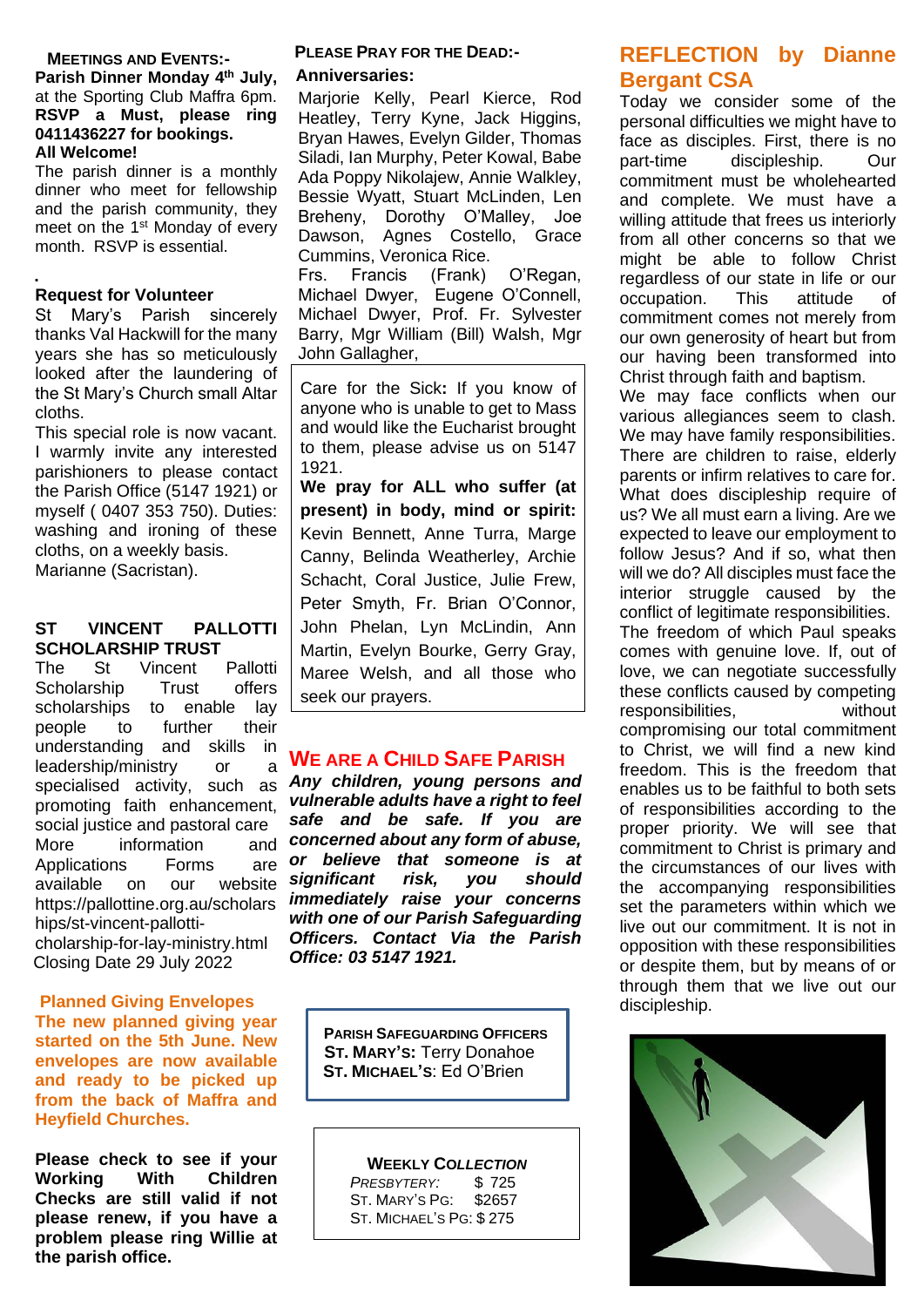### Meetings and Events:-

**Parish Dinner Monday 4th July,** at the Sporting Club Maffra 6pm. **RSVP a Must, please ring 0411436227 for bookings. All Welcome!**

The parish dinner is a monthly dinner who meet for fellowship and the parish community, they meet on the 1st Monday of every month. RSVP is essential.

### Request for Volunteer

St Mary's Parish sincerely thanks Val Hackwill for the many years she has so meticulously looked after the laundering of the St Mary's Church small Altar cloths.

This special role is now vacant. I warmly invite any interested parishioners to please contact the Parish Office (5147 1921) or myself ( 0407 353 750). Duties: washing and ironing of these cloths, on a weekly basis.
Marianne (Sacristan).

### ST VINCENT PALLOTTI SCHOLARSHIP TRUST

The St Vincent Pallotti Scholarship Trust offers scholarships to enable lay people to further their understanding and skills in leadership/ministry or a specialised activity, such as promoting faith enhancement, social justice and pastoral care More information and Applications Forms are available on our website https://pallottine.org.au/scholarships/st-vincent-pallotti-cholarship-for-lay-ministry.html
Closing Date 29 July 2022

### Planned Giving Envelopes

**The new planned giving year started on the 5th June. New envelopes are now available and ready to be picked up from the back of Maffra and Heyfield Churches.**

**Please check to see if your Working With Children Checks are still valid if not please renew, if you have a problem please ring Willie at the parish office.**

### Please Pray for the Dead:-

**Anniversaries:**

Marjorie Kelly, Pearl Kierce, Rod Heatley, Terry Kyne, Jack Higgins, Bryan Hawes, Evelyn Gilder, Thomas Siladi, Ian Murphy, Peter Kowal, Babe Ada Poppy Nikolajew, Annie Walkley, Bessie Wyatt, Stuart McLinden, Len Breheny, Dorothy O'Malley, Joe Dawson, Agnes Costello, Grace Cummins, Veronica Rice.
Frs. Francis (Frank) O'Regan, Michael Dwyer, Eugene O'Connell, Michael Dwyer, Prof. Fr. Sylvester Barry, Mgr William (Bill) Walsh, Mgr John Gallagher,

Care for the Sick**:** If you know of anyone who is unable to get to Mass and would like the Eucharist brought to them, please advise us on 5147 1921.

**We pray for ALL who suffer (at present) in body, mind or spirit:** Kevin Bennett, Anne Turra, Marge Canny, Belinda Weatherley, Archie Schacht, Coral Justice, Julie Frew, Peter Smyth, Fr. Brian O'Connor, John Phelan, Lyn McLindin, Ann Martin, Evelyn Bourke, Gerry Gray, Maree Welsh, and all those who seek our prayers.

### We Are a Child Safe Parish

***Any children, young persons and vulnerable adults have a right to feel safe and be safe. If you are concerned about any form of abuse, or believe that someone is at significant risk, you should immediately raise your concerns with one of our Parish Safeguarding Officers. Contact Via the Parish Office: 03 5147 1921.***

**Parish Safeguarding Officers**
**St. Mary's:** Terry Donahoe
**St. Michael's**: Ed O'Brien

**Weekly Collection**

| | |
|---|---|
| *Presbytery:* | $ 725 |
| St. Mary's Pg: | $2657 |
| St. Michael's Pg: | $ 275 |

## REFLECTION by Dianne Bergant CSA

Today we consider some of the personal difficulties we might have to face as disciples. First, there is no part-time discipleship. Our commitment must be wholehearted and complete. We must have a willing attitude that frees us interiorly from all other concerns so that we might be able to follow Christ regardless of our state in life or our occupation. This attitude of commitment comes not merely from our own generosity of heart but from our having been transformed into Christ through faith and baptism.
We may face conflicts when our various allegiances seem to clash. We may have family responsibilities. There are children to raise, elderly parents or infirm relatives to care for. What does discipleship require of us? We all must earn a living. Are we expected to leave our employment to follow Jesus? And if so, what then will we do? All disciples must face the interior struggle caused by the conflict of legitimate responsibilities.
The freedom of which Paul speaks comes with genuine love. If, out of love, we can negotiate successfully these conflicts caused by competing responsibilities, without compromising our total commitment to Christ, we will find a new kind freedom. This is the freedom that enables us to be faithful to both sets of responsibilities according to the proper priority. We will see that commitment to Christ is primary and the circumstances of our lives with the accompanying responsibilities set the parameters within which we live out our commitment. It is not in opposition with these responsibilities or despite them, but by means of or through them that we live out our discipleship.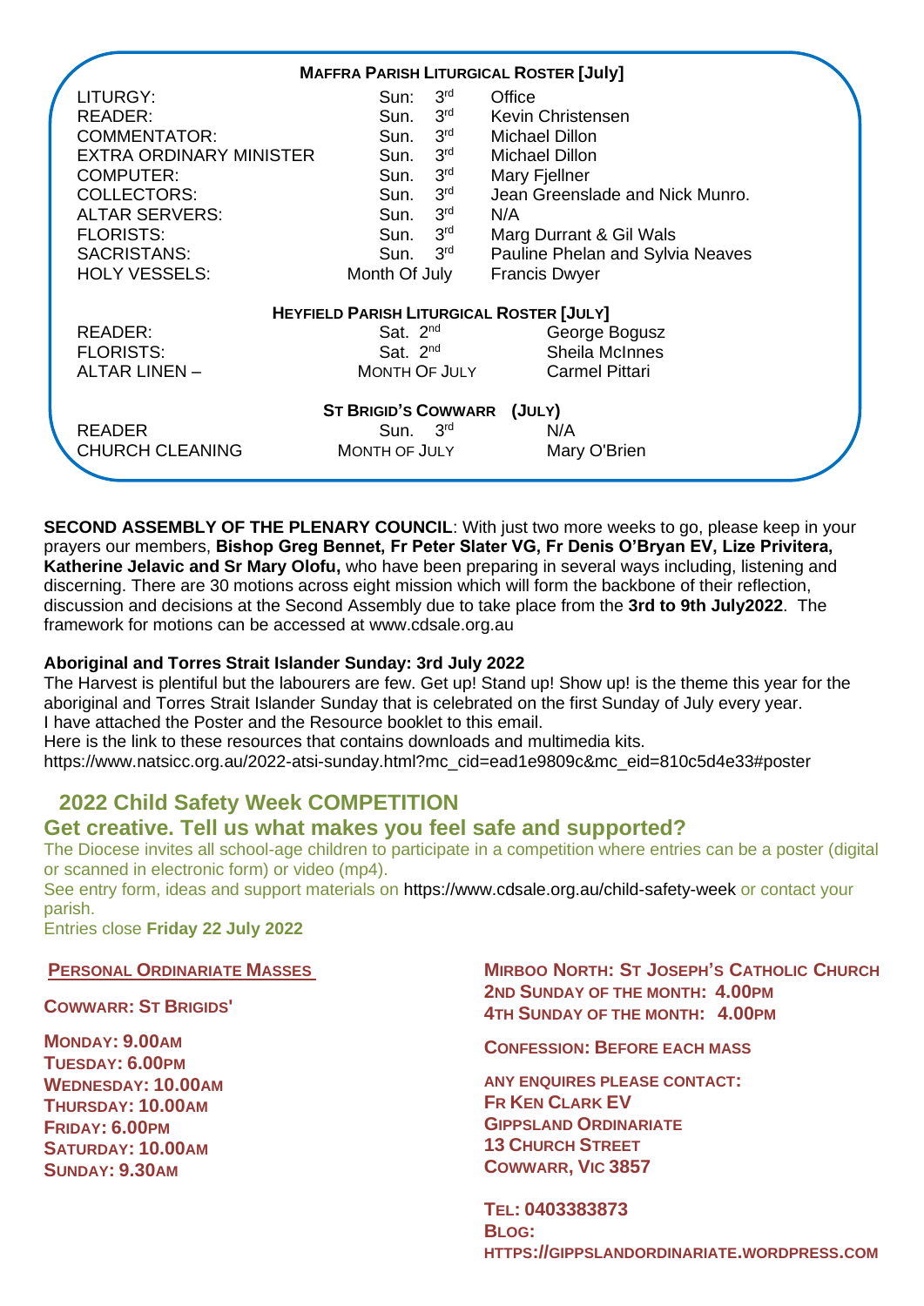## Maffra Parish Liturgical Roster [July]

| | | |
|---|---|---|
| LITURGY: | Sun: 3rd | Office |
| READER: | Sun. 3rd | Kevin Christensen |
| COMMENTATOR: | Sun. 3rd | Michael Dillon |
| EXTRA ORDINARY MINISTER | Sun. 3rd | Michael Dillon |
| COMPUTER: | Sun. 3rd | Mary Fjellner |
| COLLECTORS: | Sun. 3rd | Jean Greenslade and Nick Munro. |
| ALTAR SERVERS: | Sun. 3rd | N/A |
| FLORISTS: | Sun. 3rd | Marg Durrant & Gil Wals |
| SACRISTANS: | Sun. 3rd | Pauline Phelan and Sylvia Neaves |
| HOLY VESSELS: | Month Of July | Francis Dwyer |

## Heyfield Parish Liturgical Roster [July]

| | | |
|---|---|---|
| READER: | Sat. 2nd | George Bogusz |
| FLORISTS: | Sat. 2nd | Sheila McInnes |
| ALTAR LINEN – | Month Of July | Carmel Pittari |

## St Brigid's Cowwarr (July)

| | | |
|---|---|---|
| READER | Sun. 3rd | N/A |
| CHURCH CLEANING | Month Of July | Mary O'Brien |

**SECOND ASSEMBLY OF THE PLENARY COUNCIL**: With just two more weeks to go, please keep in your prayers our members, **Bishop Greg Bennet, Fr Peter Slater VG, Fr Denis O'Bryan EV, Lize Privitera, Katherine Jelavic and Sr Mary Olofu,** who have been preparing in several ways including, listening and discerning. There are 30 motions across eight mission which will form the backbone of their reflection, discussion and decisions at the Second Assembly due to take place from the **3rd to 9th July2022**. The framework for motions can be accessed at www.cdsale.org.au

**Aboriginal and Torres Strait Islander Sunday: 3rd July 2022**

The Harvest is plentiful but the labourers are few. Get up! Stand up! Show up! is the theme this year for the aboriginal and Torres Strait Islander Sunday that is celebrated on the first Sunday of July every year.
I have attached the Poster and the Resource booklet to this email.
Here is the link to these resources that contains downloads and multimedia kits.
https://www.natsicc.org.au/2022-atsi-sunday.html?mc_cid=ead1e9809c&mc_eid=810c5d4e33#poster

## 2022 Child Safety Week COMPETITION

### Get creative. Tell us what makes you feel safe and supported?

The Diocese invites all school-age children to participate in a competition where entries can be a poster (digital or scanned in electronic form) or video (mp4).
See entry form, ideas and support materials on https://www.cdsale.org.au/child-safety-week or contact your parish.
Entries close **Friday 22 July 2022**

### Personal Ordinariate Masses

**Cowwarr: St Brigids'**

**Monday: 9.00am**
**Tuesday: 6.00pm**
**Wednesday: 10.00am**
**Thursday: 10.00am**
**Friday: 6.00pm**
**Saturday: 10.00am**
**Sunday: 9.30am**

**Mirboo North: St Joseph's Catholic Church**
**2nd Sunday of the month: 4.00pm**
**4th Sunday of the month: 4.00pm**

**Confession: Before each Mass**

**Any enquires please contact:**
**Fr Ken Clark EV**
**Gippsland Ordinariate**
**13 Church Street**
**Cowwarr, Vic 3857**

**Tel: 0403383873**
**Blog:**
**https://gippslandordinariate.wordpress.com**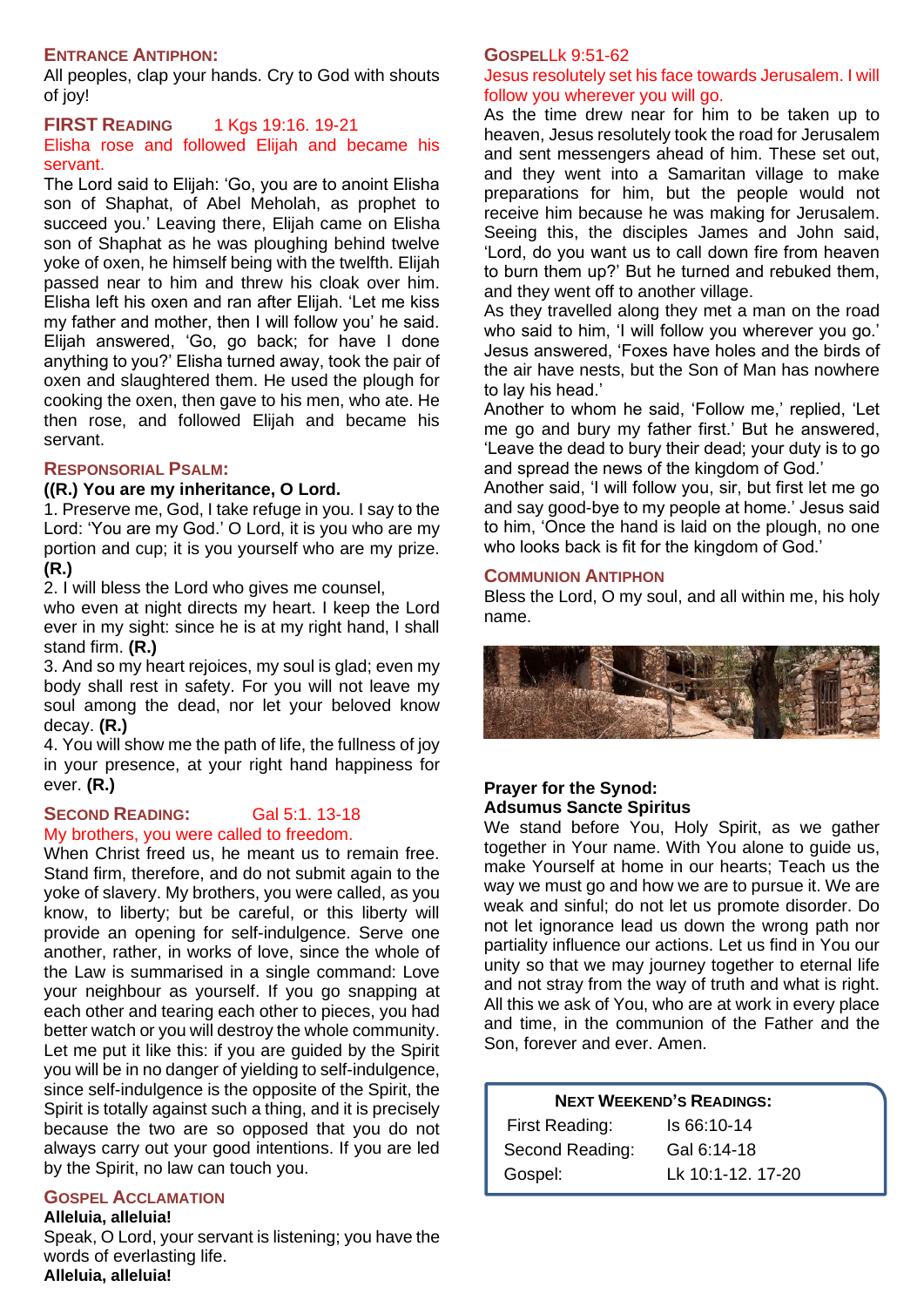## Entrance Antiphon:

All peoples, clap your hands. Cry to God with shouts of joy!

## First Reading 1 Kgs 19:16. 19-21

Elisha rose and followed Elijah and became his servant.

The Lord said to Elijah: 'Go, you are to anoint Elisha son of Shaphat, of Abel Meholah, as prophet to succeed you.' Leaving there, Elijah came on Elisha son of Shaphat as he was ploughing behind twelve yoke of oxen, he himself being with the twelfth. Elijah passed near to him and threw his cloak over him. Elisha left his oxen and ran after Elijah. 'Let me kiss my father and mother, then I will follow you' he said. Elijah answered, 'Go, go back; for have I done anything to you?' Elisha turned away, took the pair of oxen and slaughtered them. He used the plough for cooking the oxen, then gave to his men, who ate. He then rose, and followed Elijah and became his servant.

## Responsorial Psalm:

**((R.) You are my inheritance, O Lord.**

1. Preserve me, God, I take refuge in you. I say to the Lord: 'You are my God.' O Lord, it is you who are my portion and cup; it is you yourself who are my prize. **(R.)**
2. I will bless the Lord who gives me counsel, who even at night directs my heart. I keep the Lord ever in my sight: since he is at my right hand, I shall stand firm. **(R.)**
3. And so my heart rejoices, my soul is glad; even my body shall rest in safety. For you will not leave my soul among the dead, nor let your beloved know decay. **(R.)**
4. You will show me the path of life, the fullness of joy in your presence, at your right hand happiness for ever. **(R.)**

## Second Reading: Gal 5:1. 13-18

My brothers, you were called to freedom.

When Christ freed us, he meant us to remain free. Stand firm, therefore, and do not submit again to the yoke of slavery. My brothers, you were called, as you know, to liberty; but be careful, or this liberty will provide an opening for self-indulgence. Serve one another, rather, in works of love, since the whole of the Law is summarised in a single command: Love your neighbour as yourself. If you go snapping at each other and tearing each other to pieces, you had better watch or you will destroy the whole community. Let me put it like this: if you are guided by the Spirit you will be in no danger of yielding to self-indulgence, since self-indulgence is the opposite of the Spirit, the Spirit is totally against such a thing, and it is precisely because the two are so opposed that you do not always carry out your good intentions. If you are led by the Spirit, no law can touch you.

## Gospel Acclamation

**Alleluia, alleluia!**

Speak, O Lord, your servant is listening; you have the words of everlasting life.

**Alleluia, alleluia!**

## Gospel Lk 9:51-62

Jesus resolutely set his face towards Jerusalem. I will follow you wherever you will go.

As the time drew near for him to be taken up to heaven, Jesus resolutely took the road for Jerusalem and sent messengers ahead of him. These set out, and they went into a Samaritan village to make preparations for him, but the people would not receive him because he was making for Jerusalem. Seeing this, the disciples James and John said, 'Lord, do you want us to call down fire from heaven to burn them up?' But he turned and rebuked them, and they went off to another village.

As they travelled along they met a man on the road who said to him, 'I will follow you wherever you go.' Jesus answered, 'Foxes have holes and the birds of the air have nests, but the Son of Man has nowhere to lay his head.'

Another to whom he said, 'Follow me,' replied, 'Let me go and bury my father first.' But he answered, 'Leave the dead to bury their dead; your duty is to go and spread the news of the kingdom of God.'

Another said, 'I will follow you, sir, but first let me go and say good-bye to my people at home.' Jesus said to him, 'Once the hand is laid on the plough, no one who looks back is fit for the kingdom of God.'

## Communion Antiphon

Bless the Lord, O my soul, and all within me, his holy name.

**Prayer for the Synod:**
**Adsumus Sancte Spiritus**

We stand before You, Holy Spirit, as we gather together in Your name. With You alone to guide us, make Yourself at home in our hearts; Teach us the way we must go and how we are to pursue it. We are weak and sinful; do not let us promote disorder. Do not let ignorance lead us down the wrong path nor partiality influence our actions. Let us find in You our unity so that we may journey together to eternal life and not stray from the way of truth and what is right. All this we ask of You, who are at work in every place and time, in the communion of the Father and the Son, forever and ever. Amen.

**Next Weekend's Readings:**

| | |
|---|---|
| First Reading: | Is 66:10-14 |
| Second Reading: | Gal 6:14-18 |
| Gospel: | Lk 10:1-12. 17-20 |